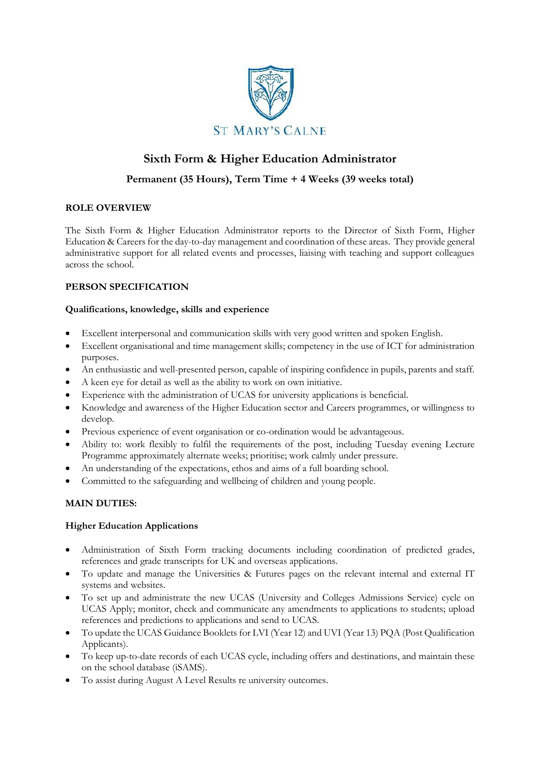ST MARY'S CALNE

# Sixth Form & Higher Education Administrator

## Permanent (35 Hours), Term Time + 4 Weeks (39 weeks total)

**ROLE OVERVIEW**

The Sixth Form & Higher Education Administrator reports to the Director of Sixth Form, Higher Education & Careers for the day-to-day management and coordination of these areas. They provide general administrative support for all related events and processes, liaising with teaching and support colleagues across the school.

**PERSON SPECIFICATION**

**Qualifications, knowledge, skills and experience**

- Excellent interpersonal and communication skills with very good written and spoken English.
- Excellent organisational and time management skills; competency in the use of ICT for administration purposes.
- An enthusiastic and well-presented person, capable of inspiring confidence in pupils, parents and staff.
- A keen eye for detail as well as the ability to work on own initiative.
- Experience with the administration of UCAS for university applications is beneficial.
- Knowledge and awareness of the Higher Education sector and Careers programmes, or willingness to develop.
- Previous experience of event organisation or co-ordination would be advantageous.
- Ability to: work flexibly to fulfil the requirements of the post, including Tuesday evening Lecture Programme approximately alternate weeks; prioritise; work calmly under pressure.
- An understanding of the expectations, ethos and aims of a full boarding school.
- Committed to the safeguarding and wellbeing of children and young people.

**MAIN DUTIES:**

**Higher Education Applications**

- Administration of Sixth Form tracking documents including coordination of predicted grades, references and grade transcripts for UK and overseas applications.
- To update and manage the Universities & Futures pages on the relevant internal and external IT systems and websites.
- To set up and administrate the new UCAS (University and Colleges Admissions Service) cycle on UCAS Apply; monitor, check and communicate any amendments to applications to students; upload references and predictions to applications and send to UCAS.
- To update the UCAS Guidance Booklets for LVI (Year 12) and UVI (Year 13) PQA (Post Qualification Applicants).
- To keep up-to-date records of each UCAS cycle, including offers and destinations, and maintain these on the school database (iSAMS).
- To assist during August A Level Results re university outcomes.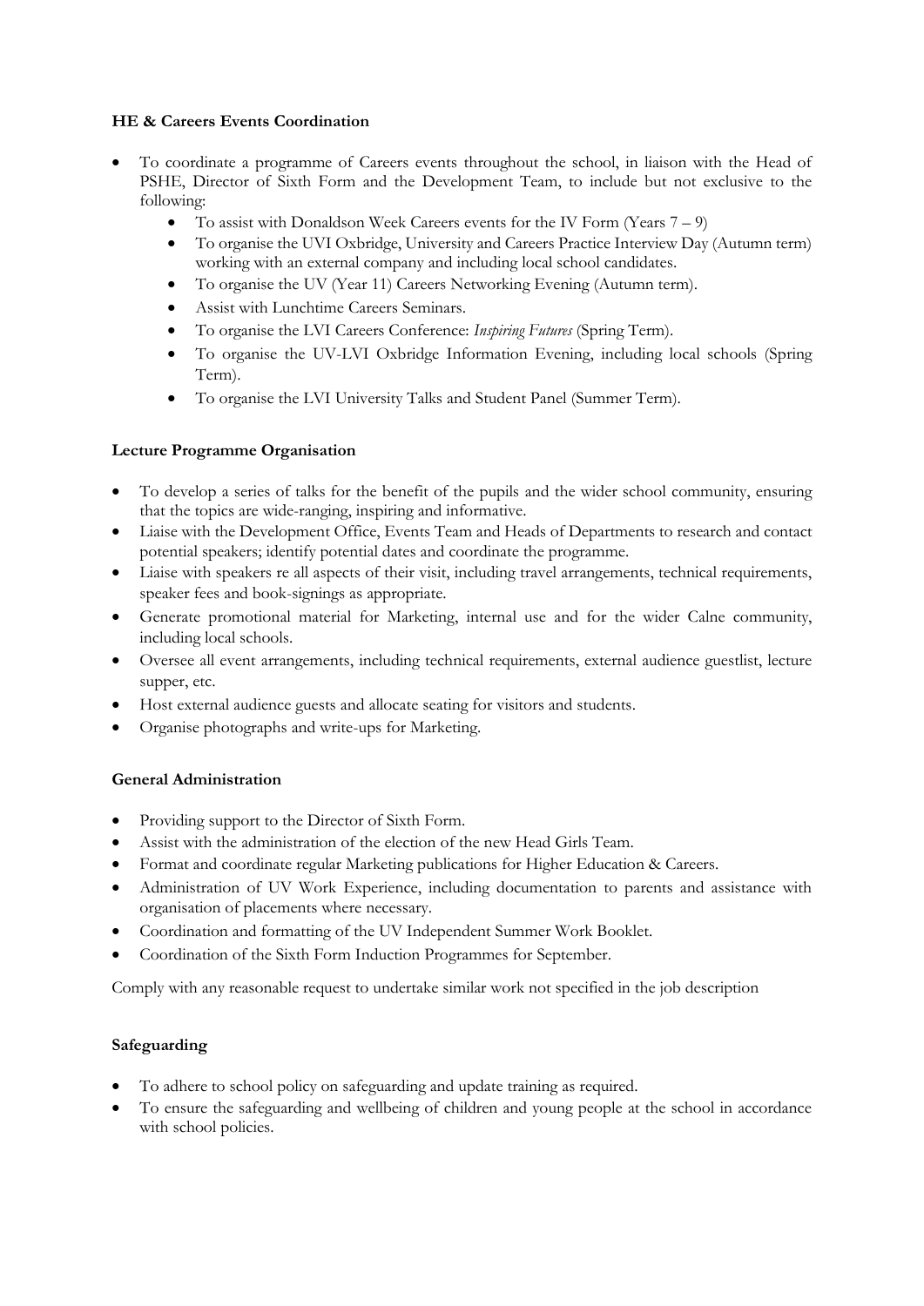**HE & Careers Events Coordination**

- To coordinate a programme of Careers events throughout the school, in liaison with the Head of PSHE, Director of Sixth Form and the Development Team, to include but not exclusive to the following:
    - To assist with Donaldson Week Careers events for the IV Form (Years 7 – 9)
    - To organise the UVI Oxbridge, University and Careers Practice Interview Day (Autumn term) working with an external company and including local school candidates.
    - To organise the UV (Year 11) Careers Networking Evening (Autumn term).
    - Assist with Lunchtime Careers Seminars.
    - To organise the LVI Careers Conference: *Inspiring Futures* (Spring Term).
    - To organise the UV-LVI Oxbridge Information Evening, including local schools (Spring Term).
    - To organise the LVI University Talks and Student Panel (Summer Term).

**Lecture Programme Organisation**

- To develop a series of talks for the benefit of the pupils and the wider school community, ensuring that the topics are wide-ranging, inspiring and informative.
- Liaise with the Development Office, Events Team and Heads of Departments to research and contact potential speakers; identify potential dates and coordinate the programme.
- Liaise with speakers re all aspects of their visit, including travel arrangements, technical requirements, speaker fees and book-signings as appropriate.
- Generate promotional material for Marketing, internal use and for the wider Calne community, including local schools.
- Oversee all event arrangements, including technical requirements, external audience guestlist, lecture supper, etc.
- Host external audience guests and allocate seating for visitors and students.
- Organise photographs and write-ups for Marketing.

**General Administration**

- Providing support to the Director of Sixth Form.
- Assist with the administration of the election of the new Head Girls Team.
- Format and coordinate regular Marketing publications for Higher Education & Careers.
- Administration of UV Work Experience, including documentation to parents and assistance with organisation of placements where necessary.
- Coordination and formatting of the UV Independent Summer Work Booklet.
- Coordination of the Sixth Form Induction Programmes for September.

Comply with any reasonable request to undertake similar work not specified in the job description

**Safeguarding**

- To adhere to school policy on safeguarding and update training as required.
- To ensure the safeguarding and wellbeing of children and young people at the school in accordance with school policies.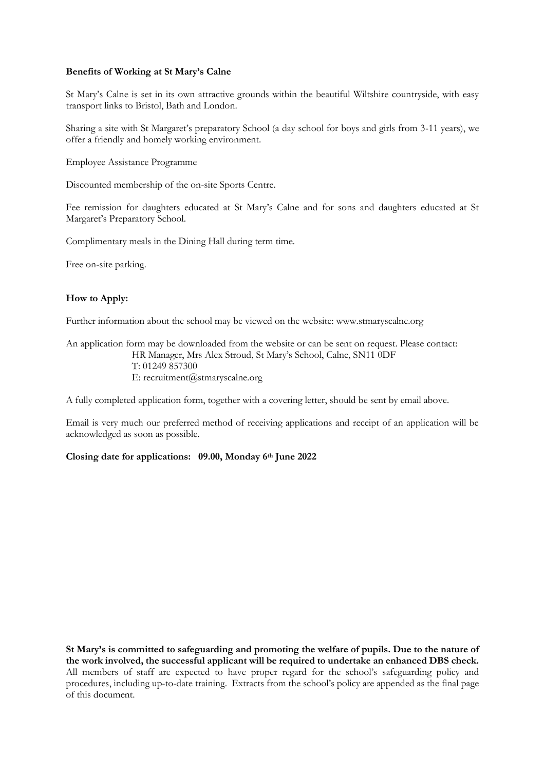**Benefits of Working at St Mary's Calne**

St Mary's Calne is set in its own attractive grounds within the beautiful Wiltshire countryside, with easy transport links to Bristol, Bath and London.

Sharing a site with St Margaret's preparatory School (a day school for boys and girls from 3-11 years), we offer a friendly and homely working environment.

Employee Assistance Programme

Discounted membership of the on-site Sports Centre.

Fee remission for daughters educated at St Mary's Calne and for sons and daughters educated at St Margaret's Preparatory School.

Complimentary meals in the Dining Hall during term time.

Free on-site parking.

**How to Apply:**

Further information about the school may be viewed on the website: www.stmaryscalne.org

An application form may be downloaded from the website or can be sent on request. Please contact:

HR Manager, Mrs Alex Stroud, St Mary's School, Calne, SN11 0DF
T: 01249 857300
E: recruitment@stmaryscalne.org

A fully completed application form, together with a covering letter, should be sent by email above.

Email is very much our preferred method of receiving applications and receipt of an application will be acknowledged as soon as possible.

**Closing date for applications: 09.00, Monday 6th June 2022**

**St Mary's is committed to safeguarding and promoting the welfare of pupils. Due to the nature of the work involved, the successful applicant will be required to undertake an enhanced DBS check.** All members of staff are expected to have proper regard for the school's safeguarding policy and procedures, including up-to-date training. Extracts from the school's policy are appended as the final page of this document.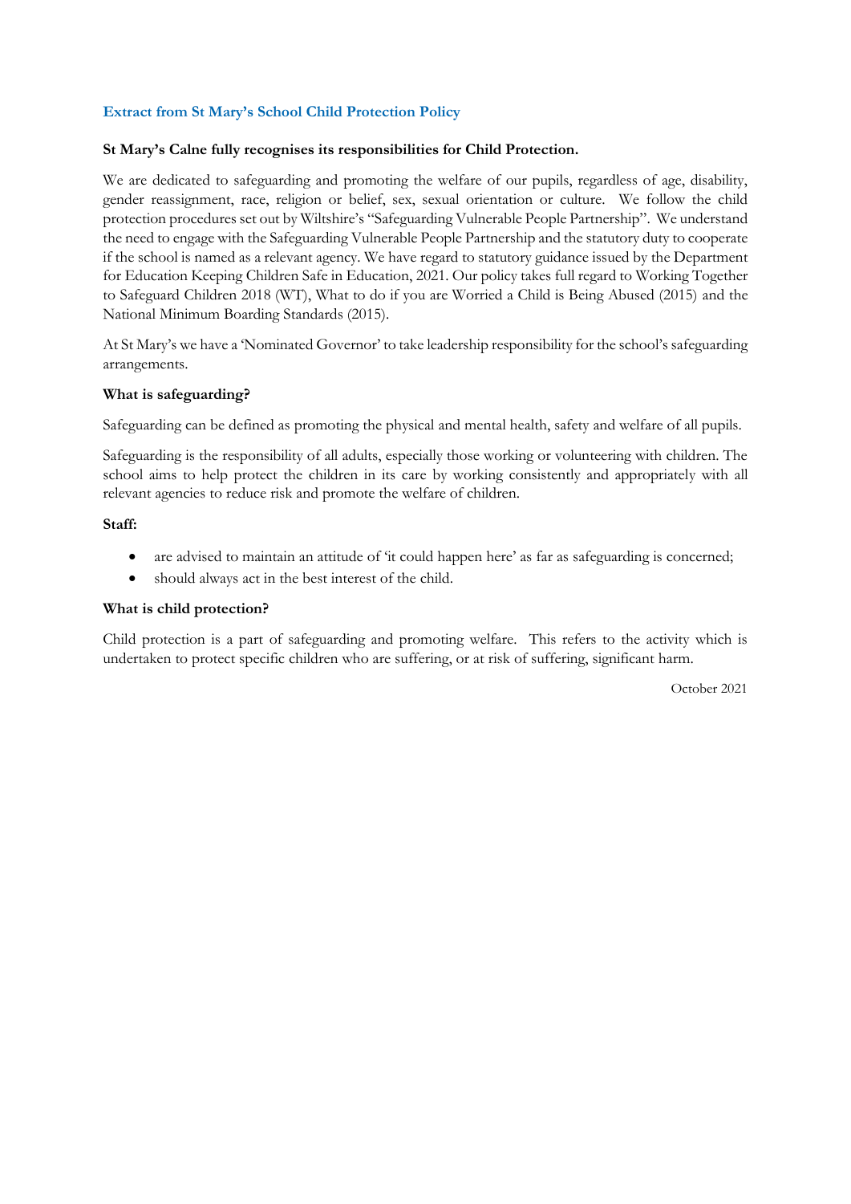## Extract from St Mary's School Child Protection Policy

**St Mary's Calne fully recognises its responsibilities for Child Protection.**

We are dedicated to safeguarding and promoting the welfare of our pupils, regardless of age, disability, gender reassignment, race, religion or belief, sex, sexual orientation or culture. We follow the child protection procedures set out by Wiltshire's "Safeguarding Vulnerable People Partnership". We understand the need to engage with the Safeguarding Vulnerable People Partnership and the statutory duty to cooperate if the school is named as a relevant agency. We have regard to statutory guidance issued by the Department for Education Keeping Children Safe in Education, 2021. Our policy takes full regard to Working Together to Safeguard Children 2018 (WT), What to do if you are Worried a Child is Being Abused (2015) and the National Minimum Boarding Standards (2015).

At St Mary's we have a 'Nominated Governor' to take leadership responsibility for the school's safeguarding arrangements.

**What is safeguarding?**

Safeguarding can be defined as promoting the physical and mental health, safety and welfare of all pupils.

Safeguarding is the responsibility of all adults, especially those working or volunteering with children. The school aims to help protect the children in its care by working consistently and appropriately with all relevant agencies to reduce risk and promote the welfare of children.

**Staff:**

- are advised to maintain an attitude of 'it could happen here' as far as safeguarding is concerned;
- should always act in the best interest of the child.

**What is child protection?**

Child protection is a part of safeguarding and promoting welfare. This refers to the activity which is undertaken to protect specific children who are suffering, or at risk of suffering, significant harm.

October 2021